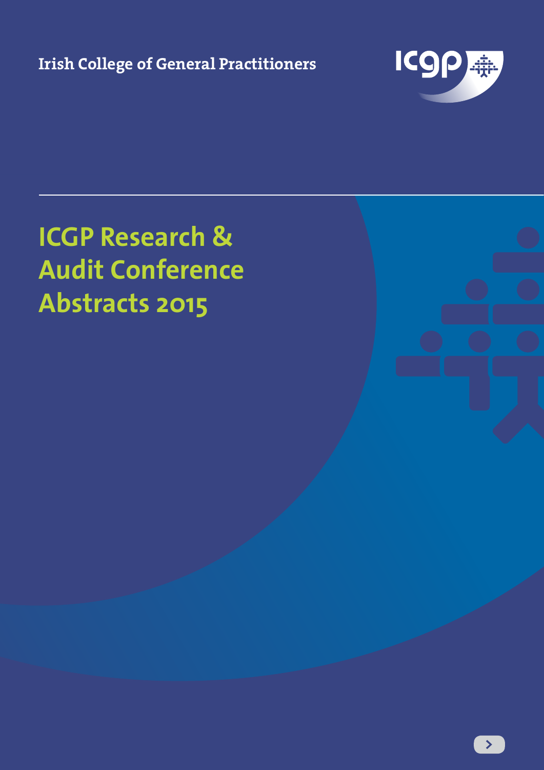Irish College of General Practitioners

# ICGP Research & Audit Conference Abstracts 2015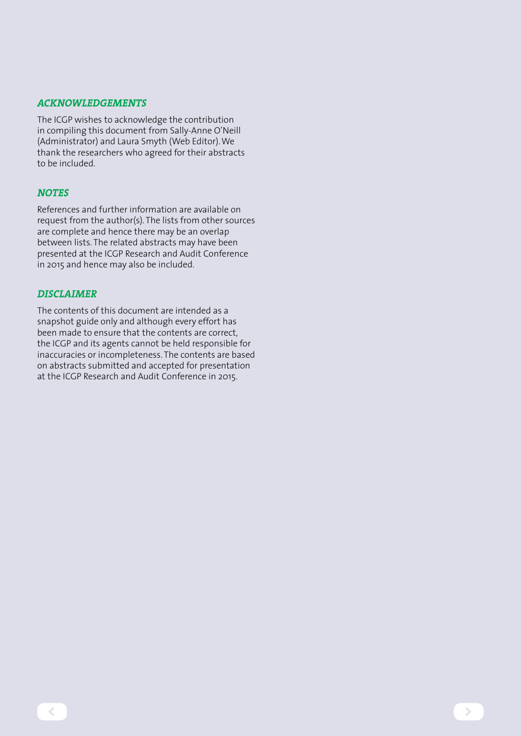## *ACKNOWLEDGEMENTS*

The ICGP wishes to acknowledge the contribution in compiling this document from Sally-Anne O'Neill (Administrator) and Laura Smyth (Web Editor). We thank the researchers who agreed for their abstracts to be included.

## *NOTES*

References and further information are available on request from the author(s). The lists from other sources are complete and hence there may be an overlap between lists. The related abstracts may have been presented at the ICGP Research and Audit Conference in 2015 and hence may also be included.

## *DISCLAIMER*

The contents of this document are intended as a snapshot guide only and although every effort has been made to ensure that the contents are correct, the ICGP and its agents cannot be held responsible for inaccuracies or incompleteness. The contents are based on abstracts submitted and accepted for presentation at the ICGP Research and Audit Conference in 2015.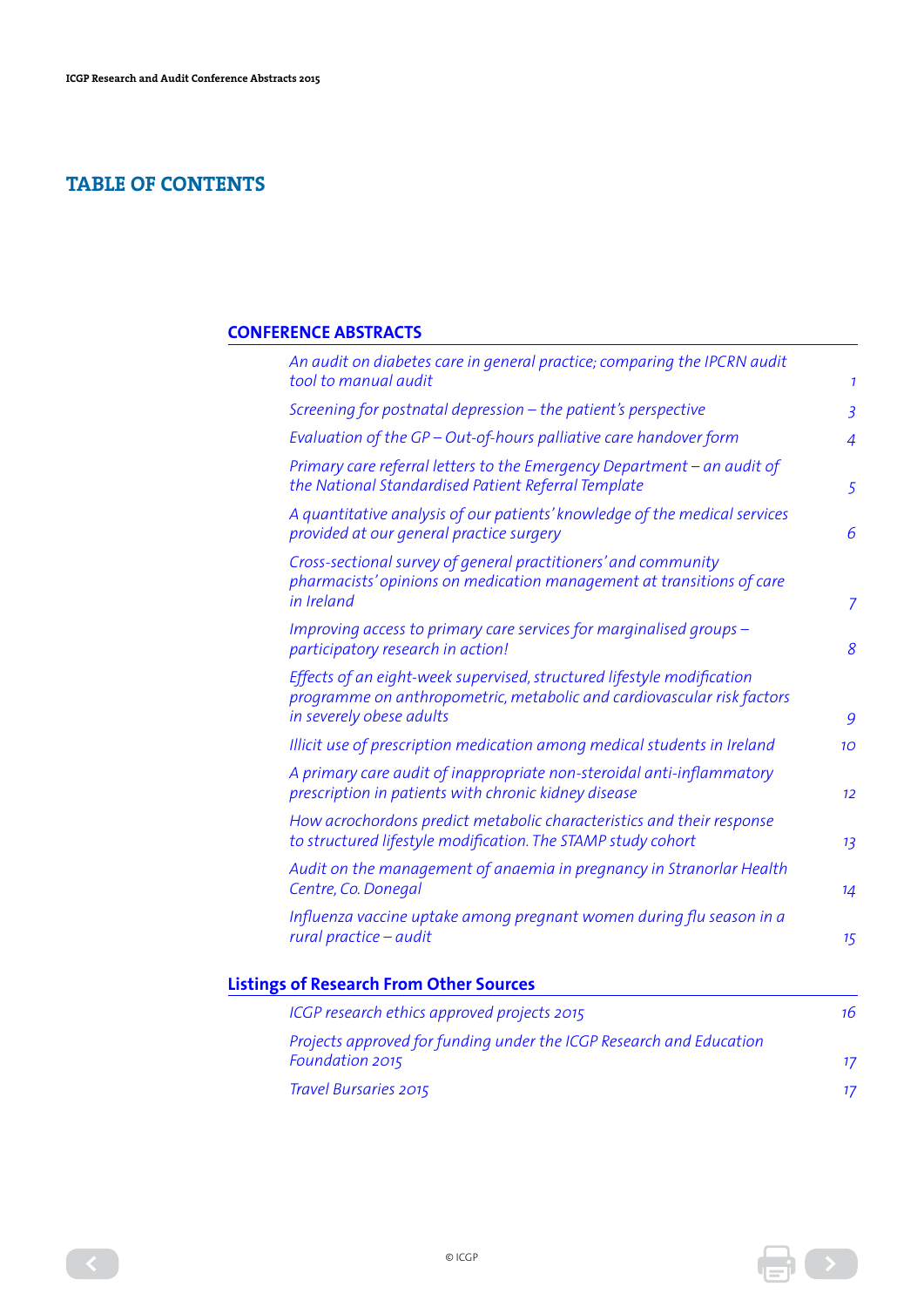# TABLE OF CONTENTS

## CONFERENCE ABSTRACTS

| | |
|---|---|
| *An audit on diabetes care in general practice; comparing the IPCRN audit tool to manual audit* | *1* |
| *Screening for postnatal depression – the patient's perspective* | *3* |
| *Evaluation of the GP – Out-of-hours palliative care handover form* | *4* |
| *Primary care referral letters to the Emergency Department – an audit of the National Standardised Patient Referral Template* | *5* |
| *A quantitative analysis of our patients' knowledge of the medical services provided at our general practice surgery* | *6* |
| *Cross-sectional survey of general practitioners' and community pharmacists' opinions on medication management at transitions of care in Ireland* | *7* |
| *Improving access to primary care services for marginalised groups – participatory research in action!* | *8* |
| *Effects of an eight-week supervised, structured lifestyle modification programme on anthropometric, metabolic and cardiovascular risk factors in severely obese adults* | *9* |
| *Illicit use of prescription medication among medical students in Ireland* | *10* |
| *A primary care audit of inappropriate non-steroidal anti-inflammatory prescription in patients with chronic kidney disease* | *12* |
| *How acrochordons predict metabolic characteristics and their response to structured lifestyle modification. The STAMP study cohort* | *13* |
| *Audit on the management of anaemia in pregnancy in Stranorlar Health Centre, Co. Donegal* | *14* |
| *Influenza vaccine uptake among pregnant women during flu season in a rural practice – audit* | *15* |

## Listings of Research From Other Sources

| | |
|---|---|
| *ICGP research ethics approved projects 2015* | *16* |
| *Projects approved for funding under the ICGP Research and Education Foundation 2015* | *17* |
| *Travel Bursaries 2015* | *17* |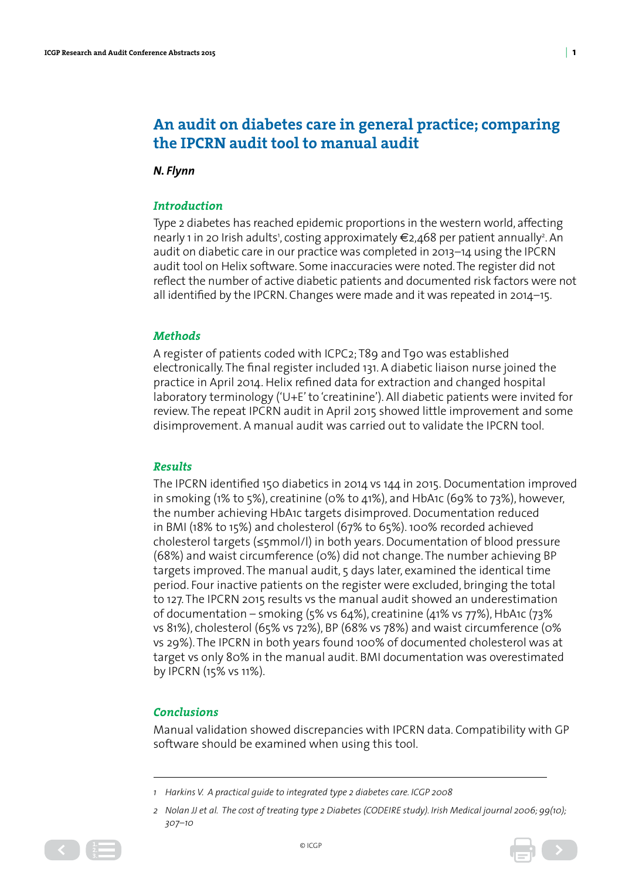## An audit on diabetes care in general practice; comparing the IPCRN audit tool to manual audit

***N. Flynn***

### *Introduction*

Type 2 diabetes has reached epidemic proportions in the western world, affecting nearly 1 in 20 Irish adults[1], costing approximately €2,468 per patient annually[2]. An audit on diabetic care in our practice was completed in 2013–14 using the IPCRN audit tool on Helix software. Some inaccuracies were noted. The register did not reflect the number of active diabetic patients and documented risk factors were not all identified by the IPCRN. Changes were made and it was repeated in 2014–15.

### *Methods*

A register of patients coded with ICPC2; T89 and T90 was established electronically. The final register included 131. A diabetic liaison nurse joined the practice in April 2014. Helix refined data for extraction and changed hospital laboratory terminology ('U+E' to 'creatinine'). All diabetic patients were invited for review. The repeat IPCRN audit in April 2015 showed little improvement and some disimprovement. A manual audit was carried out to validate the IPCRN tool.

### *Results*

The IPCRN identified 150 diabetics in 2014 vs 144 in 2015. Documentation improved in smoking (1% to 5%), creatinine (0% to 41%), and HbA1c (69% to 73%), however, the number achieving HbA1c targets disimproved. Documentation reduced in BMI (18% to 15%) and cholesterol (67% to 65%). 100% recorded achieved cholesterol targets (≤5mmol/l) in both years. Documentation of blood pressure (68%) and waist circumference (0%) did not change. The number achieving BP targets improved. The manual audit, 5 days later, examined the identical time period. Four inactive patients on the register were excluded, bringing the total to 127. The IPCRN 2015 results vs the manual audit showed an underestimation of documentation – smoking (5% vs 64%), creatinine (41% vs 77%), HbA1c (73% vs 81%), cholesterol (65% vs 72%), BP (68% vs 78%) and waist circumference (0% vs 29%). The IPCRN in both years found 100% of documented cholesterol was at target vs only 80% in the manual audit. BMI documentation was overestimated by IPCRN (15% vs 11%).

### *Conclusions*

Manual validation showed discrepancies with IPCRN data. Compatibility with GP software should be examined when using this tool.

---

1 *Harkins V. A practical guide to integrated type 2 diabetes care. ICGP 2008*

2 *Nolan JJ et al. The cost of treating type 2 Diabetes (CODEIRE study). Irish Medical journal 2006; 99(10); 307–10*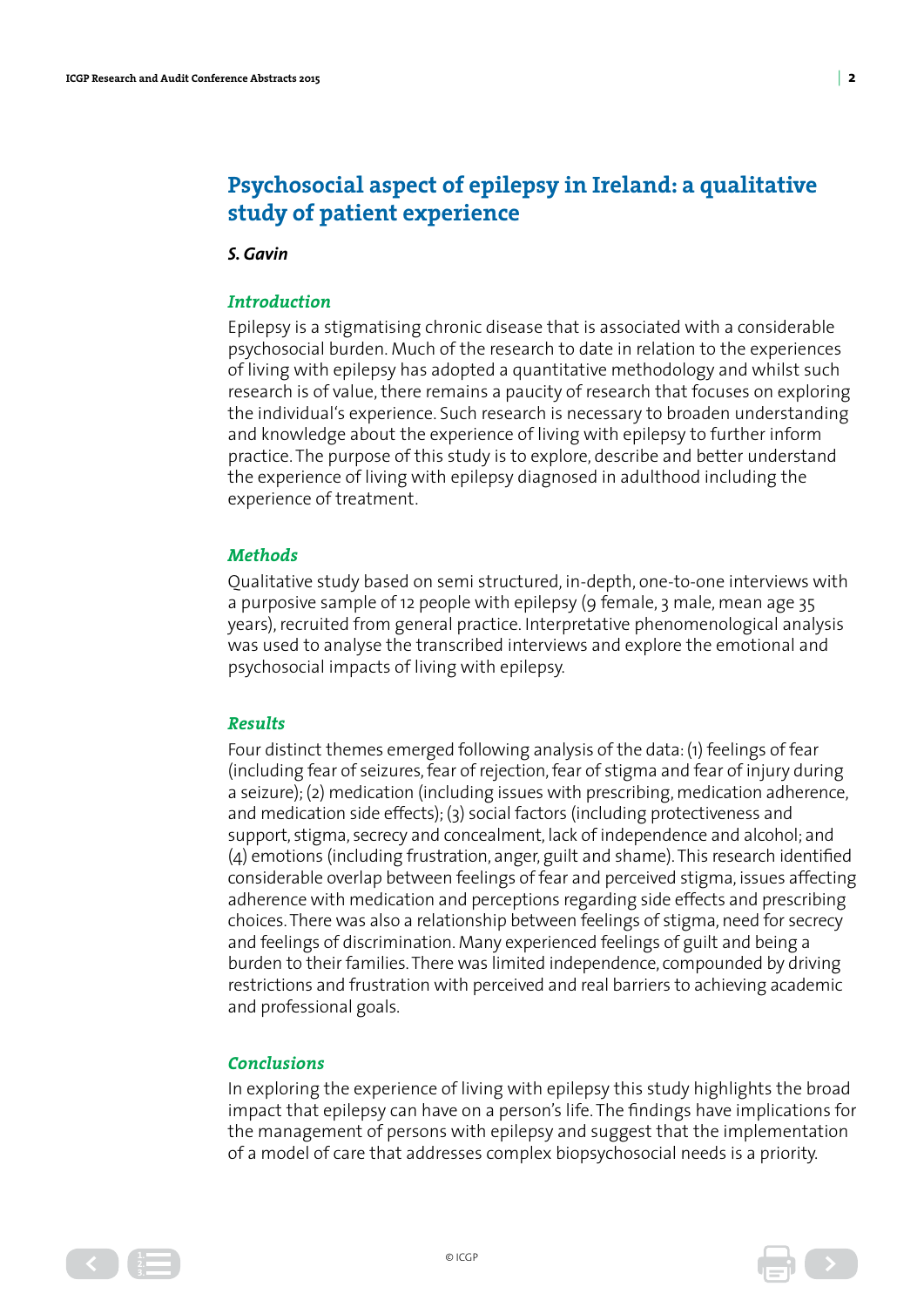# Psychosocial aspect of epilepsy in Ireland: a qualitative study of patient experience

***S. Gavin***

### *Introduction*

Epilepsy is a stigmatising chronic disease that is associated with a considerable psychosocial burden. Much of the research to date in relation to the experiences of living with epilepsy has adopted a quantitative methodology and whilst such research is of value, there remains a paucity of research that focuses on exploring the individual's experience. Such research is necessary to broaden understanding and knowledge about the experience of living with epilepsy to further inform practice. The purpose of this study is to explore, describe and better understand the experience of living with epilepsy diagnosed in adulthood including the experience of treatment.

### *Methods*

Qualitative study based on semi structured, in-depth, one-to-one interviews with a purposive sample of 12 people with epilepsy (9 female, 3 male, mean age 35 years), recruited from general practice. Interpretative phenomenological analysis was used to analyse the transcribed interviews and explore the emotional and psychosocial impacts of living with epilepsy.

### *Results*

Four distinct themes emerged following analysis of the data: (1) feelings of fear (including fear of seizures, fear of rejection, fear of stigma and fear of injury during a seizure); (2) medication (including issues with prescribing, medication adherence, and medication side effects); (3) social factors (including protectiveness and support, stigma, secrecy and concealment, lack of independence and alcohol; and (4) emotions (including frustration, anger, guilt and shame). This research identified considerable overlap between feelings of fear and perceived stigma, issues affecting adherence with medication and perceptions regarding side effects and prescribing choices. There was also a relationship between feelings of stigma, need for secrecy and feelings of discrimination. Many experienced feelings of guilt and being a burden to their families. There was limited independence, compounded by driving restrictions and frustration with perceived and real barriers to achieving academic and professional goals.

### *Conclusions*

In exploring the experience of living with epilepsy this study highlights the broad impact that epilepsy can have on a person's life. The findings have implications for the management of persons with epilepsy and suggest that the implementation of a model of care that addresses complex biopsychosocial needs is a priority.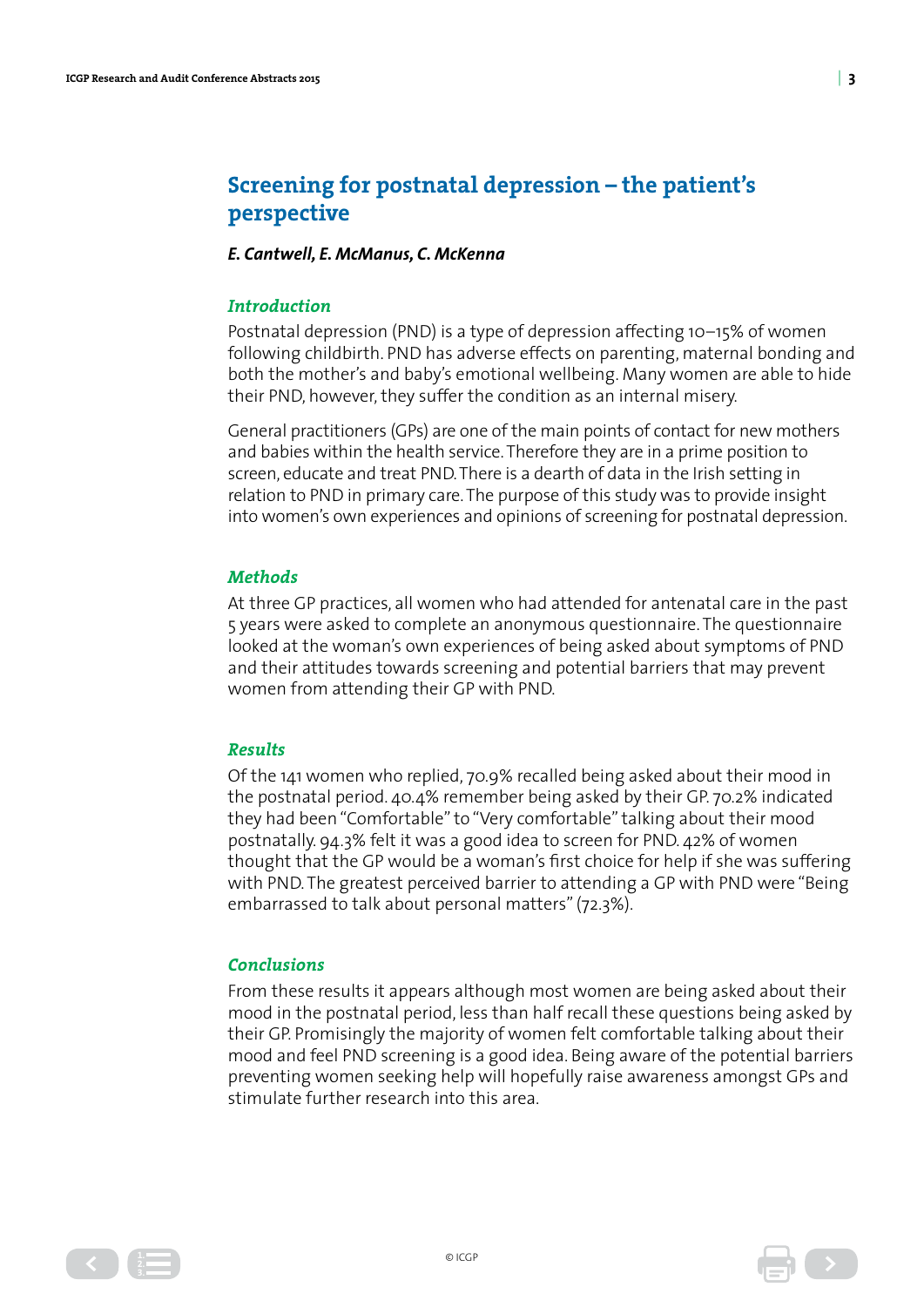## Screening for postnatal depression – the patient's perspective

***E. Cantwell, E. McManus, C. McKenna***

### *Introduction*

Postnatal depression (PND) is a type of depression affecting 10–15% of women following childbirth. PND has adverse effects on parenting, maternal bonding and both the mother's and baby's emotional wellbeing. Many women are able to hide their PND, however, they suffer the condition as an internal misery.

General practitioners (GPs) are one of the main points of contact for new mothers and babies within the health service. Therefore they are in a prime position to screen, educate and treat PND. There is a dearth of data in the Irish setting in relation to PND in primary care. The purpose of this study was to provide insight into women's own experiences and opinions of screening for postnatal depression.

### *Methods*

At three GP practices, all women who had attended for antenatal care in the past 5 years were asked to complete an anonymous questionnaire. The questionnaire looked at the woman's own experiences of being asked about symptoms of PND and their attitudes towards screening and potential barriers that may prevent women from attending their GP with PND.

### *Results*

Of the 141 women who replied, 70.9% recalled being asked about their mood in the postnatal period. 40.4% remember being asked by their GP. 70.2% indicated they had been "Comfortable" to "Very comfortable" talking about their mood postnatally. 94.3% felt it was a good idea to screen for PND. 42% of women thought that the GP would be a woman's first choice for help if she was suffering with PND. The greatest perceived barrier to attending a GP with PND were "Being embarrassed to talk about personal matters" (72.3%).

### *Conclusions*

From these results it appears although most women are being asked about their mood in the postnatal period, less than half recall these questions being asked by their GP. Promisingly the majority of women felt comfortable talking about their mood and feel PND screening is a good idea. Being aware of the potential barriers preventing women seeking help will hopefully raise awareness amongst GPs and stimulate further research into this area.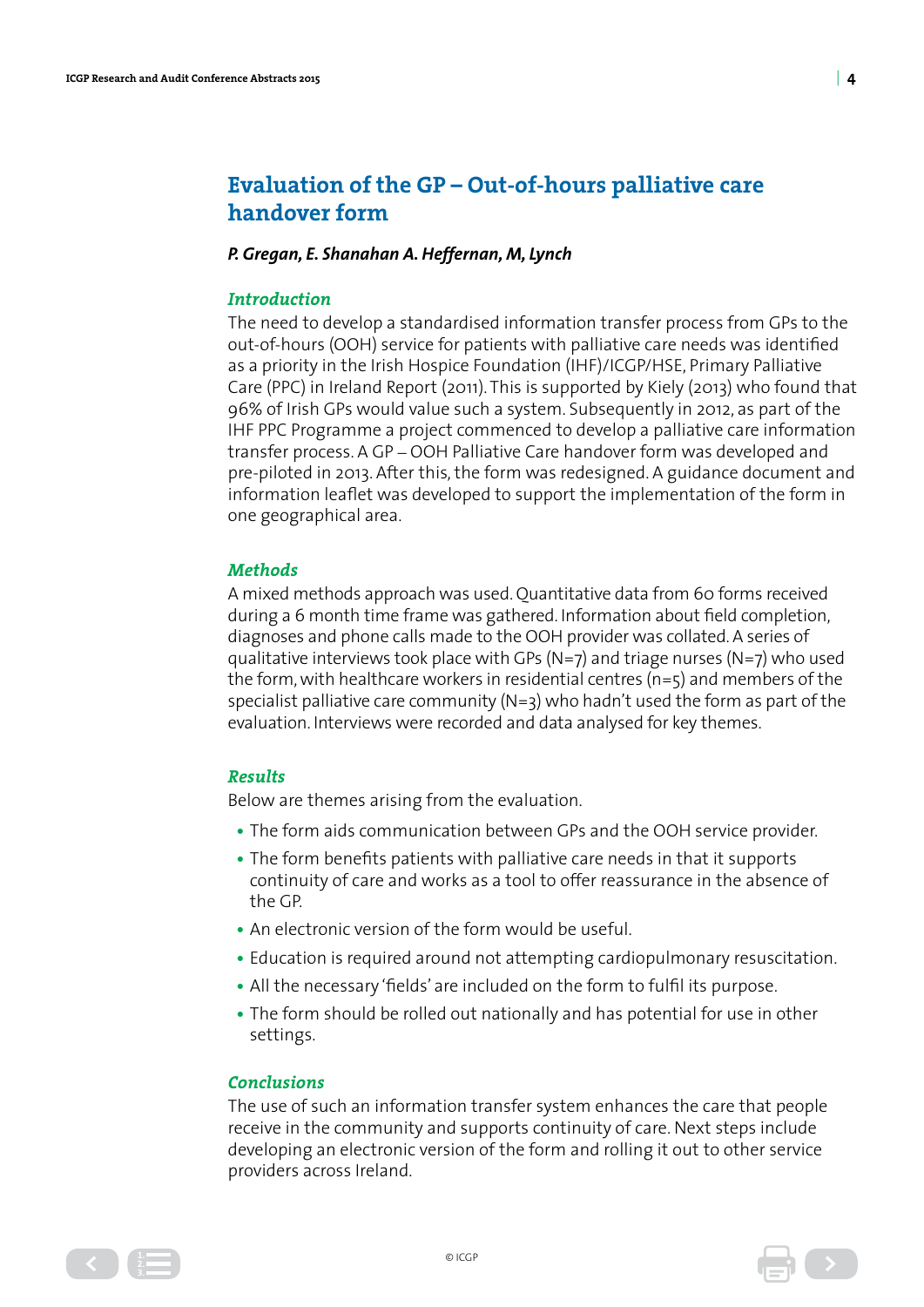# Evaluation of the GP – Out-of-hours palliative care handover form

***P. Gregan, E. Shanahan A. Heffernan, M, Lynch***

### *Introduction*

The need to develop a standardised information transfer process from GPs to the out-of-hours (OOH) service for patients with palliative care needs was identified as a priority in the Irish Hospice Foundation (IHF)/ICGP/HSE, Primary Palliative Care (PPC) in Ireland Report (2011). This is supported by Kiely (2013) who found that 96% of Irish GPs would value such a system. Subsequently in 2012, as part of the IHF PPC Programme a project commenced to develop a palliative care information transfer process. A GP – OOH Palliative Care handover form was developed and pre-piloted in 2013. After this, the form was redesigned. A guidance document and information leaflet was developed to support the implementation of the form in one geographical area.

### *Methods*

A mixed methods approach was used. Quantitative data from 60 forms received during a 6 month time frame was gathered. Information about field completion, diagnoses and phone calls made to the OOH provider was collated. A series of qualitative interviews took place with GPs (N=7) and triage nurses (N=7) who used the form, with healthcare workers in residential centres (n=5) and members of the specialist palliative care community (N=3) who hadn't used the form as part of the evaluation. Interviews were recorded and data analysed for key themes.

### *Results*

Below are themes arising from the evaluation.

- The form aids communication between GPs and the OOH service provider.
- The form benefits patients with palliative care needs in that it supports continuity of care and works as a tool to offer reassurance in the absence of the GP.
- An electronic version of the form would be useful.
- Education is required around not attempting cardiopulmonary resuscitation.
- All the necessary 'fields' are included on the form to fulfil its purpose.
- The form should be rolled out nationally and has potential for use in other settings.

### *Conclusions*

The use of such an information transfer system enhances the care that people receive in the community and supports continuity of care. Next steps include developing an electronic version of the form and rolling it out to other service providers across Ireland.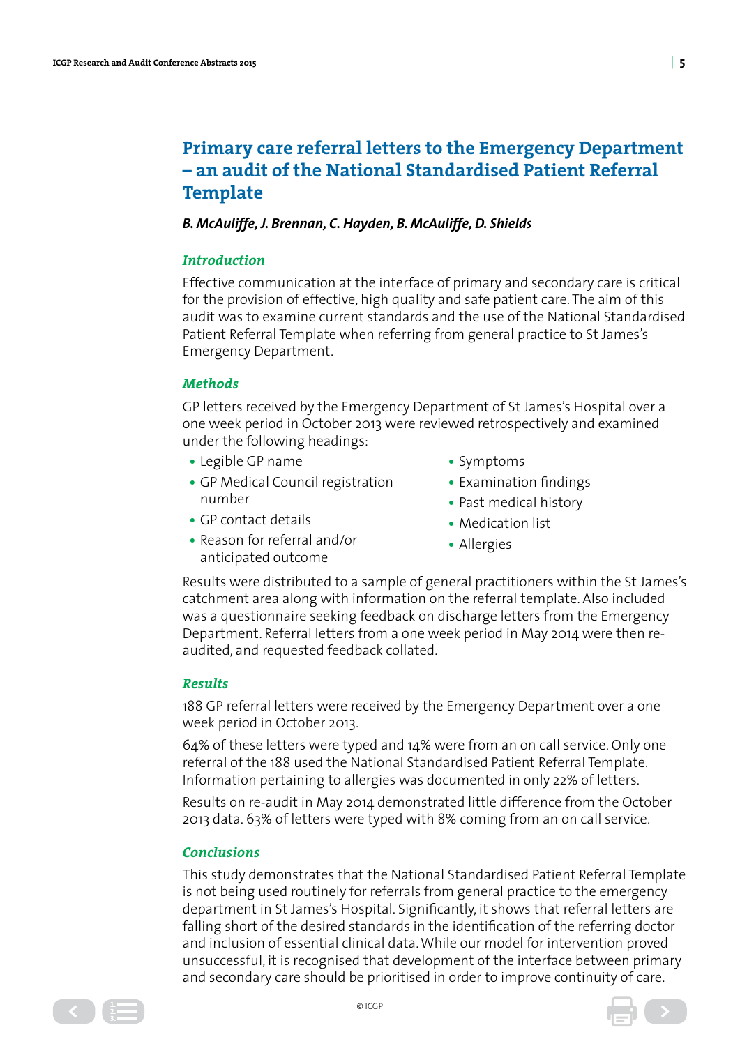# Primary care referral letters to the Emergency Department – an audit of the National Standardised Patient Referral Template

***B. McAuliffe, J. Brennan, C. Hayden, B. McAuliffe, D. Shields***

### *Introduction*

Effective communication at the interface of primary and secondary care is critical for the provision of effective, high quality and safe patient care. The aim of this audit was to examine current standards and the use of the National Standardised Patient Referral Template when referring from general practice to St James's Emergency Department.

### *Methods*

GP letters received by the Emergency Department of St James's Hospital over a one week period in October 2013 were reviewed retrospectively and examined under the following headings:

- Legible GP name
- GP Medical Council registration number
- GP contact details
- Reason for referral and/or anticipated outcome
- Symptoms
- Examination findings
- Past medical history
- Medication list
- Allergies

Results were distributed to a sample of general practitioners within the St James's catchment area along with information on the referral template. Also included was a questionnaire seeking feedback on discharge letters from the Emergency Department. Referral letters from a one week period in May 2014 were then re-audited, and requested feedback collated.

### *Results*

188 GP referral letters were received by the Emergency Department over a one week period in October 2013.

64% of these letters were typed and 14% were from an on call service. Only one referral of the 188 used the National Standardised Patient Referral Template. Information pertaining to allergies was documented in only 22% of letters.

Results on re-audit in May 2014 demonstrated little difference from the October 2013 data. 63% of letters were typed with 8% coming from an on call service.

### *Conclusions*

This study demonstrates that the National Standardised Patient Referral Template is not being used routinely for referrals from general practice to the emergency department in St James's Hospital. Significantly, it shows that referral letters are falling short of the desired standards in the identification of the referring doctor and inclusion of essential clinical data. While our model for intervention proved unsuccessful, it is recognised that development of the interface between primary and secondary care should be prioritised in order to improve continuity of care.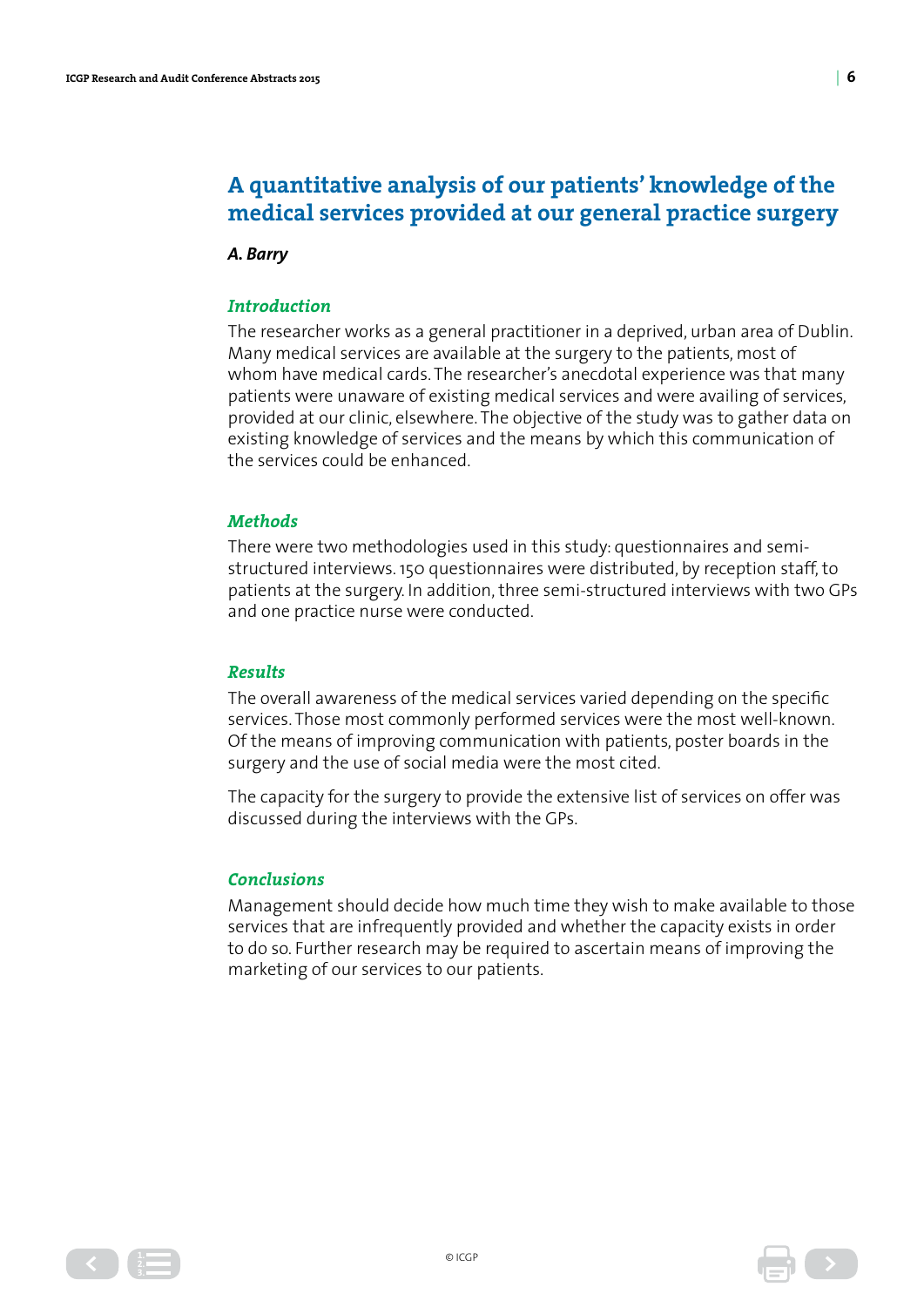# A quantitative analysis of our patients' knowledge of the medical services provided at our general practice surgery

***A. Barry***

### *Introduction*

The researcher works as a general practitioner in a deprived, urban area of Dublin. Many medical services are available at the surgery to the patients, most of whom have medical cards. The researcher's anecdotal experience was that many patients were unaware of existing medical services and were availing of services, provided at our clinic, elsewhere. The objective of the study was to gather data on existing knowledge of services and the means by which this communication of the services could be enhanced.

### *Methods*

There were two methodologies used in this study: questionnaires and semi-structured interviews. 150 questionnaires were distributed, by reception staff, to patients at the surgery. In addition, three semi-structured interviews with two GPs and one practice nurse were conducted.

### *Results*

The overall awareness of the medical services varied depending on the specific services. Those most commonly performed services were the most well-known. Of the means of improving communication with patients, poster boards in the surgery and the use of social media were the most cited.

The capacity for the surgery to provide the extensive list of services on offer was discussed during the interviews with the GPs.

### *Conclusions*

Management should decide how much time they wish to make available to those services that are infrequently provided and whether the capacity exists in order to do so. Further research may be required to ascertain means of improving the marketing of our services to our patients.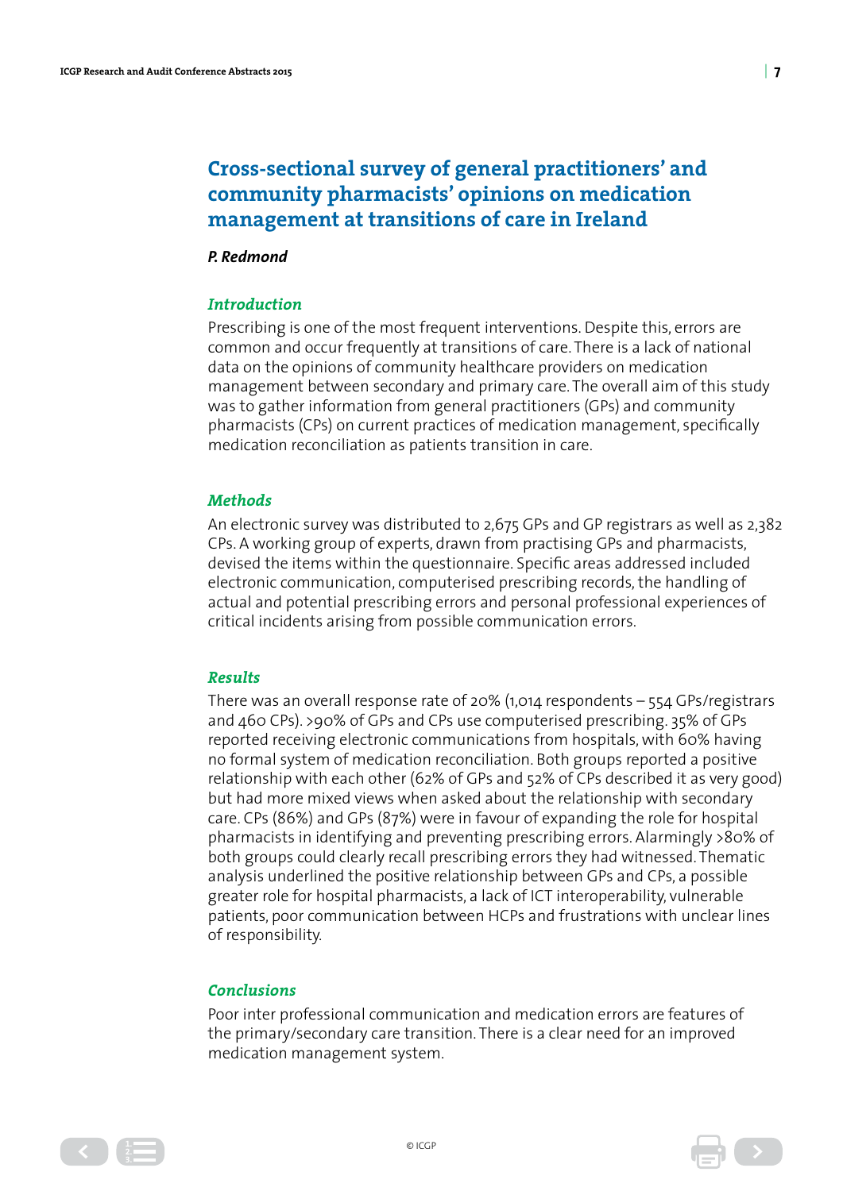# Cross-sectional survey of general practitioners' and community pharmacists' opinions on medication management at transitions of care in Ireland

***P. Redmond***

### *Introduction*

Prescribing is one of the most frequent interventions. Despite this, errors are common and occur frequently at transitions of care. There is a lack of national data on the opinions of community healthcare providers on medication management between secondary and primary care. The overall aim of this study was to gather information from general practitioners (GPs) and community pharmacists (CPs) on current practices of medication management, specifically medication reconciliation as patients transition in care.

### *Methods*

An electronic survey was distributed to 2,675 GPs and GP registrars as well as 2,382 CPs. A working group of experts, drawn from practising GPs and pharmacists, devised the items within the questionnaire. Specific areas addressed included electronic communication, computerised prescribing records, the handling of actual and potential prescribing errors and personal professional experiences of critical incidents arising from possible communication errors.

### *Results*

There was an overall response rate of 20% (1,014 respondents – 554 GPs/registrars and 460 CPs). >90% of GPs and CPs use computerised prescribing. 35% of GPs reported receiving electronic communications from hospitals, with 60% having no formal system of medication reconciliation. Both groups reported a positive relationship with each other (62% of GPs and 52% of CPs described it as very good) but had more mixed views when asked about the relationship with secondary care. CPs (86%) and GPs (87%) were in favour of expanding the role for hospital pharmacists in identifying and preventing prescribing errors. Alarmingly >80% of both groups could clearly recall prescribing errors they had witnessed. Thematic analysis underlined the positive relationship between GPs and CPs, a possible greater role for hospital pharmacists, a lack of ICT interoperability, vulnerable patients, poor communication between HCPs and frustrations with unclear lines of responsibility.

### *Conclusions*

Poor inter professional communication and medication errors are features of the primary/secondary care transition. There is a clear need for an improved medication management system.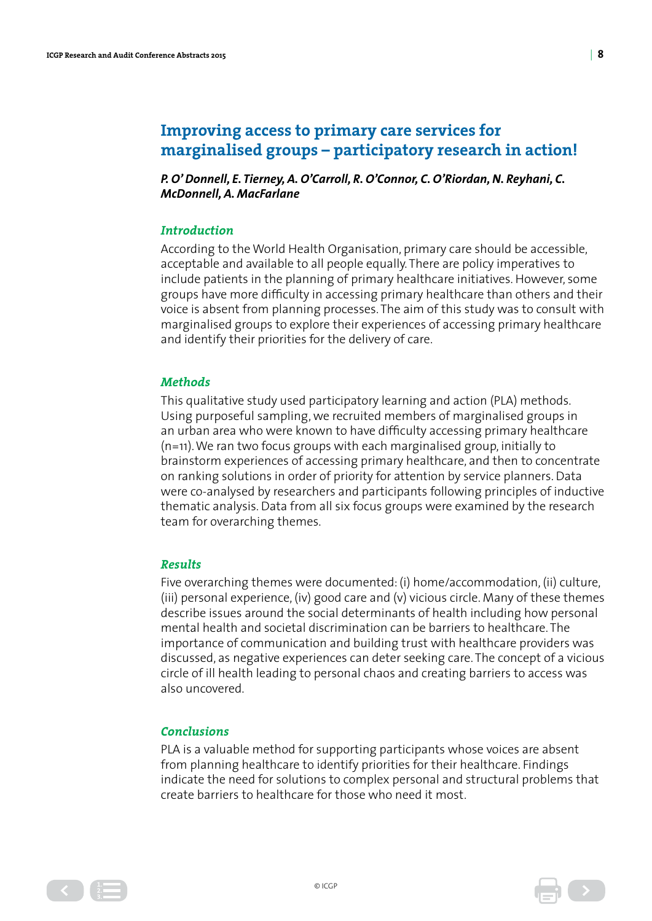## Improving access to primary care services for marginalised groups – participatory research in action!

***P. O' Donnell, E. Tierney, A. O'Carroll, R. O'Connor, C. O'Riordan, N. Reyhani, C. McDonnell, A. MacFarlane***

### *Introduction*

According to the World Health Organisation, primary care should be accessible, acceptable and available to all people equally. There are policy imperatives to include patients in the planning of primary healthcare initiatives. However, some groups have more difficulty in accessing primary healthcare than others and their voice is absent from planning processes. The aim of this study was to consult with marginalised groups to explore their experiences of accessing primary healthcare and identify their priorities for the delivery of care.

### *Methods*

This qualitative study used participatory learning and action (PLA) methods. Using purposeful sampling, we recruited members of marginalised groups in an urban area who were known to have difficulty accessing primary healthcare (n=11). We ran two focus groups with each marginalised group, initially to brainstorm experiences of accessing primary healthcare, and then to concentrate on ranking solutions in order of priority for attention by service planners. Data were co-analysed by researchers and participants following principles of inductive thematic analysis. Data from all six focus groups were examined by the research team for overarching themes.

### *Results*

Five overarching themes were documented: (i) home/accommodation, (ii) culture, (iii) personal experience, (iv) good care and (v) vicious circle. Many of these themes describe issues around the social determinants of health including how personal mental health and societal discrimination can be barriers to healthcare. The importance of communication and building trust with healthcare providers was discussed, as negative experiences can deter seeking care. The concept of a vicious circle of ill health leading to personal chaos and creating barriers to access was also uncovered.

### *Conclusions*

PLA is a valuable method for supporting participants whose voices are absent from planning healthcare to identify priorities for their healthcare. Findings indicate the need for solutions to complex personal and structural problems that create barriers to healthcare for those who need it most.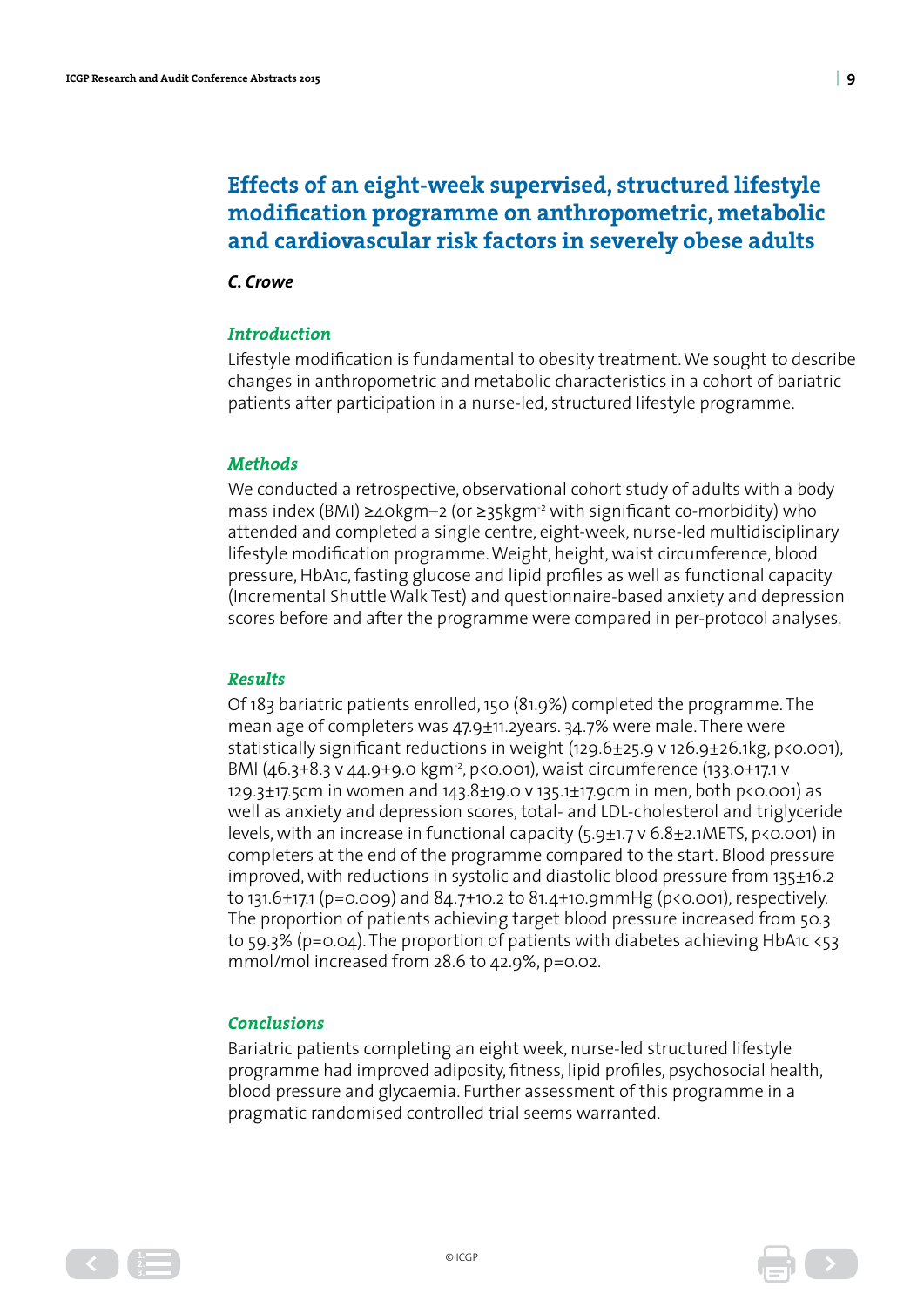# Effects of an eight-week supervised, structured lifestyle modification programme on anthropometric, metabolic and cardiovascular risk factors in severely obese adults

***C. Crowe***

### *Introduction*

Lifestyle modification is fundamental to obesity treatment. We sought to describe changes in anthropometric and metabolic characteristics in a cohort of bariatric patients after participation in a nurse-led, structured lifestyle programme.

### *Methods*

We conducted a retrospective, observational cohort study of adults with a body mass index (BMI) ≥40kgm–2 (or ≥35kgm$^{-2}$ with significant co-morbidity) who attended and completed a single centre, eight-week, nurse-led multidisciplinary lifestyle modification programme. Weight, height, waist circumference, blood pressure, HbA1c, fasting glucose and lipid profiles as well as functional capacity (Incremental Shuttle Walk Test) and questionnaire-based anxiety and depression scores before and after the programme were compared in per-protocol analyses.

### *Results*

Of 183 bariatric patients enrolled, 150 (81.9%) completed the programme. The mean age of completers was 47.9±11.2years. 34.7% were male. There were statistically significant reductions in weight (129.6±25.9 v 126.9±26.1kg, $p<0.001$), BMI (46.3±8.3 v 44.9±9.0 kgm$^{-2}$, $p<0.001$), waist circumference (133.0±17.1 v 129.3±17.5cm in women and 143.8±19.0 v 135.1±17.9cm in men, both $p<0.001$) as well as anxiety and depression scores, total- and LDL-cholesterol and triglyceride levels, with an increase in functional capacity (5.9±1.7 v 6.8±2.1METS, $p<0.001$) in completers at the end of the programme compared to the start. Blood pressure improved, with reductions in systolic and diastolic blood pressure from 135±16.2 to 131.6±17.1 ($p=0.009$) and 84.7±10.2 to 81.4±10.9mmHg ($p<0.001$), respectively. The proportion of patients achieving target blood pressure increased from 50.3 to 59.3% ($p=0.04$). The proportion of patients with diabetes achieving HbA1c <53 mmol/mol increased from 28.6 to 42.9%, $p=0.02$.

### *Conclusions*

Bariatric patients completing an eight week, nurse-led structured lifestyle programme had improved adiposity, fitness, lipid profiles, psychosocial health, blood pressure and glycaemia. Further assessment of this programme in a pragmatic randomised controlled trial seems warranted.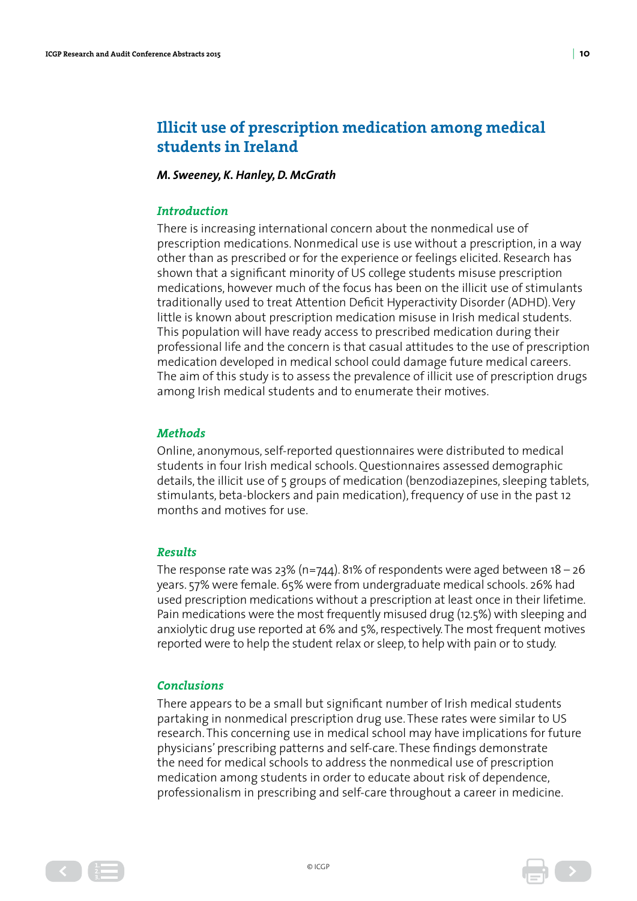# Illicit use of prescription medication among medical students in Ireland

***M. Sweeney, K. Hanley, D. McGrath***

### *Introduction*

There is increasing international concern about the nonmedical use of prescription medications. Nonmedical use is use without a prescription, in a way other than as prescribed or for the experience or feelings elicited. Research has shown that a significant minority of US college students misuse prescription medications, however much of the focus has been on the illicit use of stimulants traditionally used to treat Attention Deficit Hyperactivity Disorder (ADHD). Very little is known about prescription medication misuse in Irish medical students. This population will have ready access to prescribed medication during their professional life and the concern is that casual attitudes to the use of prescription medication developed in medical school could damage future medical careers. The aim of this study is to assess the prevalence of illicit use of prescription drugs among Irish medical students and to enumerate their motives.

### *Methods*

Online, anonymous, self-reported questionnaires were distributed to medical students in four Irish medical schools. Questionnaires assessed demographic details, the illicit use of 5 groups of medication (benzodiazepines, sleeping tablets, stimulants, beta-blockers and pain medication), frequency of use in the past 12 months and motives for use.

### *Results*

The response rate was 23% (n=744). 81% of respondents were aged between 18 – 26 years. 57% were female. 65% were from undergraduate medical schools. 26% had used prescription medications without a prescription at least once in their lifetime. Pain medications were the most frequently misused drug (12.5%) with sleeping and anxiolytic drug use reported at 6% and 5%, respectively. The most frequent motives reported were to help the student relax or sleep, to help with pain or to study.

### *Conclusions*

There appears to be a small but significant number of Irish medical students partaking in nonmedical prescription drug use. These rates were similar to US research. This concerning use in medical school may have implications for future physicians' prescribing patterns and self-care. These findings demonstrate the need for medical schools to address the nonmedical use of prescription medication among students in order to educate about risk of dependence, professionalism in prescribing and self-care throughout a career in medicine.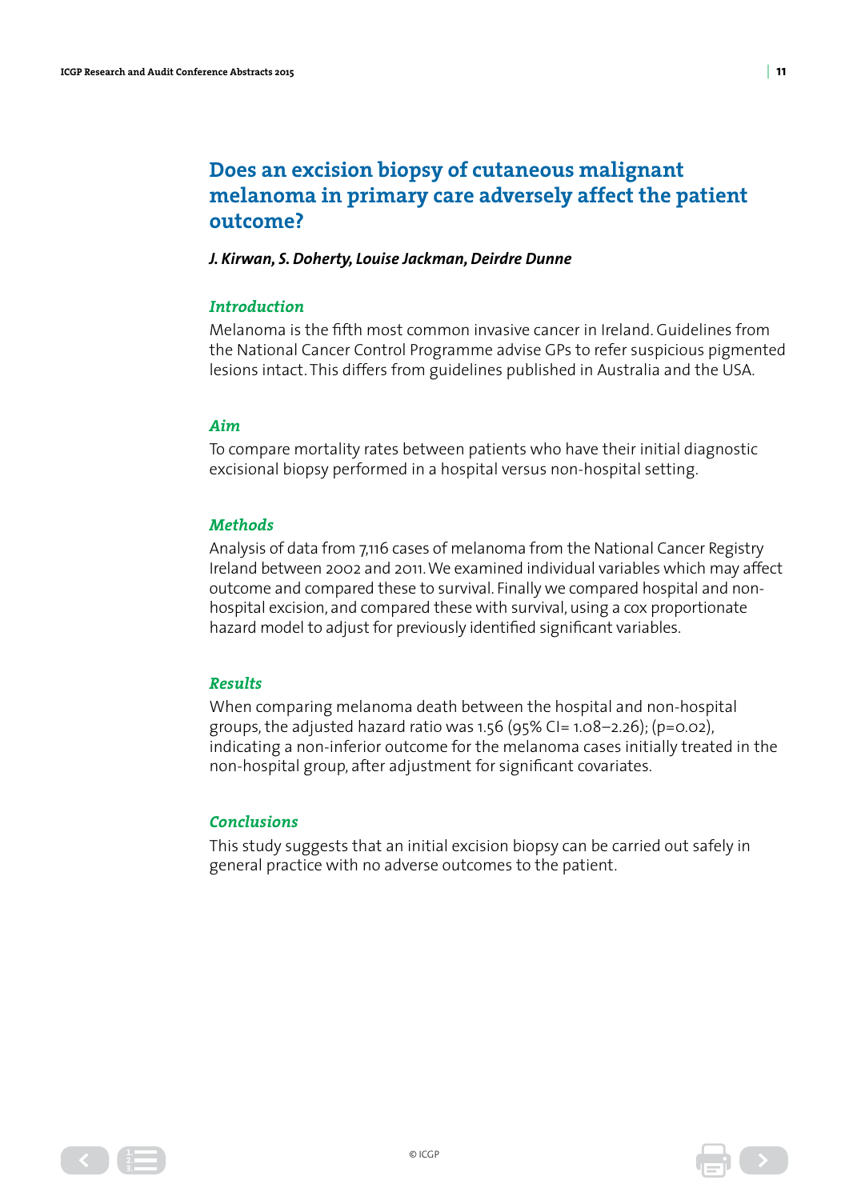# Does an excision biopsy of cutaneous malignant melanoma in primary care adversely affect the patient outcome?

***J. Kirwan, S. Doherty, Louise Jackman, Deirdre Dunne***

### *Introduction*

Melanoma is the fifth most common invasive cancer in Ireland. Guidelines from the National Cancer Control Programme advise GPs to refer suspicious pigmented lesions intact. This differs from guidelines published in Australia and the USA.

### *Aim*

To compare mortality rates between patients who have their initial diagnostic excisional biopsy performed in a hospital versus non-hospital setting.

### *Methods*

Analysis of data from 7,116 cases of melanoma from the National Cancer Registry Ireland between 2002 and 2011. We examined individual variables which may affect outcome and compared these to survival. Finally we compared hospital and non-hospital excision, and compared these with survival, using a cox proportionate hazard model to adjust for previously identified significant variables.

### *Results*

When comparing melanoma death between the hospital and non-hospital groups, the adjusted hazard ratio was 1.56 (95% CI= 1.08–2.26); ($p=0.02$), indicating a non-inferior outcome for the melanoma cases initially treated in the non-hospital group, after adjustment for significant covariates.

### *Conclusions*

This study suggests that an initial excision biopsy can be carried out safely in general practice with no adverse outcomes to the patient.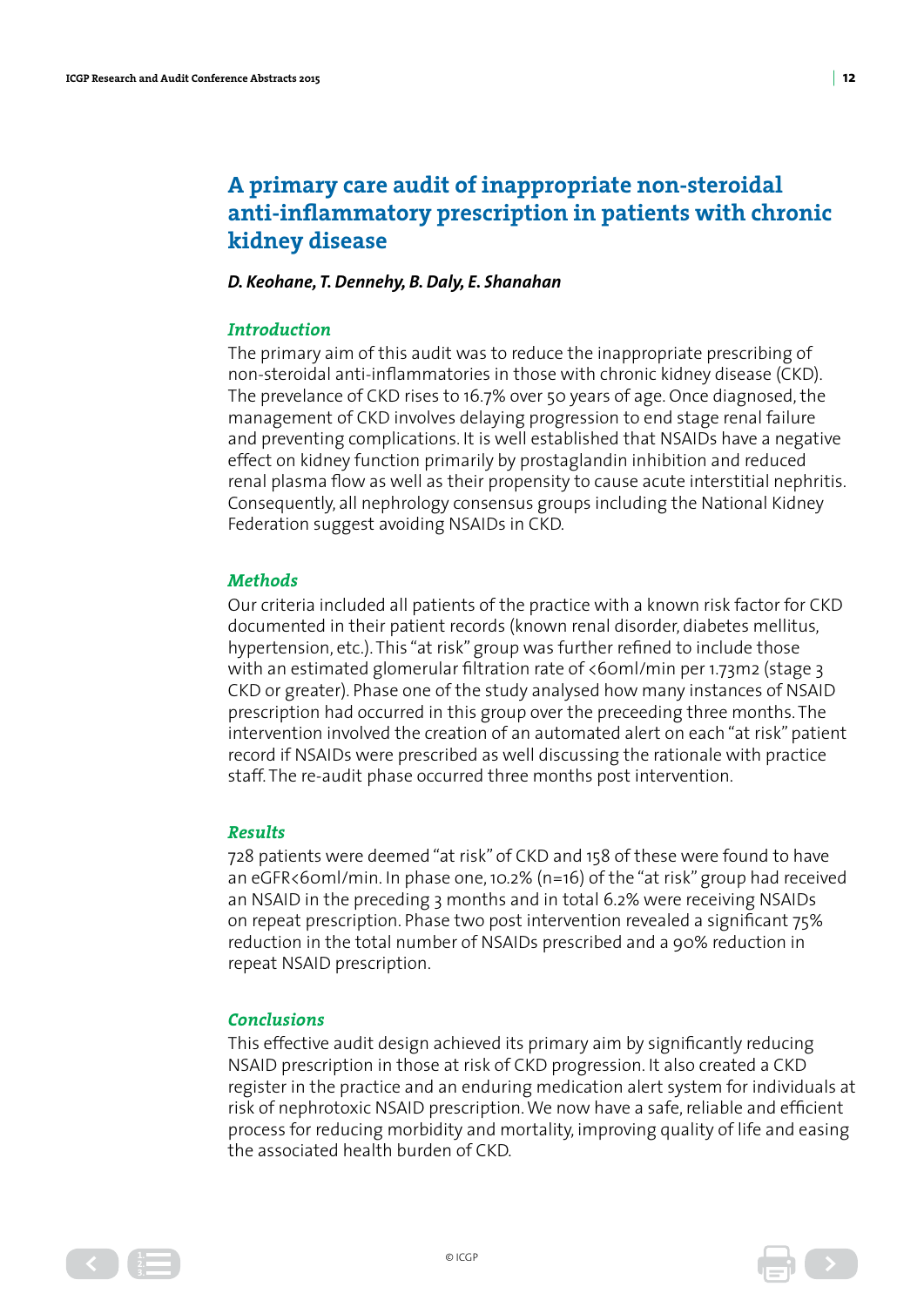# A primary care audit of inappropriate non-steroidal anti-inflammatory prescription in patients with chronic kidney disease

***D. Keohane, T. Dennehy, B. Daly, E. Shanahan***

### *Introduction*

The primary aim of this audit was to reduce the inappropriate prescribing of non-steroidal anti-inflammatories in those with chronic kidney disease (CKD). The prevelance of CKD rises to 16.7% over 50 years of age. Once diagnosed, the management of CKD involves delaying progression to end stage renal failure and preventing complications. It is well established that NSAIDs have a negative effect on kidney function primarily by prostaglandin inhibition and reduced renal plasma flow as well as their propensity to cause acute interstitial nephritis. Consequently, all nephrology consensus groups including the National Kidney Federation suggest avoiding NSAIDs in CKD.

### *Methods*

Our criteria included all patients of the practice with a known risk factor for CKD documented in their patient records (known renal disorder, diabetes mellitus, hypertension, etc.). This "at risk" group was further refined to include those with an estimated glomerular filtration rate of <60ml/min per 1.73m2 (stage 3 CKD or greater). Phase one of the study analysed how many instances of NSAID prescription had occurred in this group over the preceeding three months. The intervention involved the creation of an automated alert on each "at risk" patient record if NSAIDs were prescribed as well discussing the rationale with practice staff. The re-audit phase occurred three months post intervention.

### *Results*

728 patients were deemed "at risk" of CKD and 158 of these were found to have an eGFR<60ml/min. In phase one, 10.2% (n=16) of the "at risk" group had received an NSAID in the preceding 3 months and in total 6.2% were receiving NSAIDs on repeat prescription. Phase two post intervention revealed a significant 75% reduction in the total number of NSAIDs prescribed and a 90% reduction in repeat NSAID prescription.

### *Conclusions*

This effective audit design achieved its primary aim by significantly reducing NSAID prescription in those at risk of CKD progression. It also created a CKD register in the practice and an enduring medication alert system for individuals at risk of nephrotoxic NSAID prescription. We now have a safe, reliable and efficient process for reducing morbidity and mortality, improving quality of life and easing the associated health burden of CKD.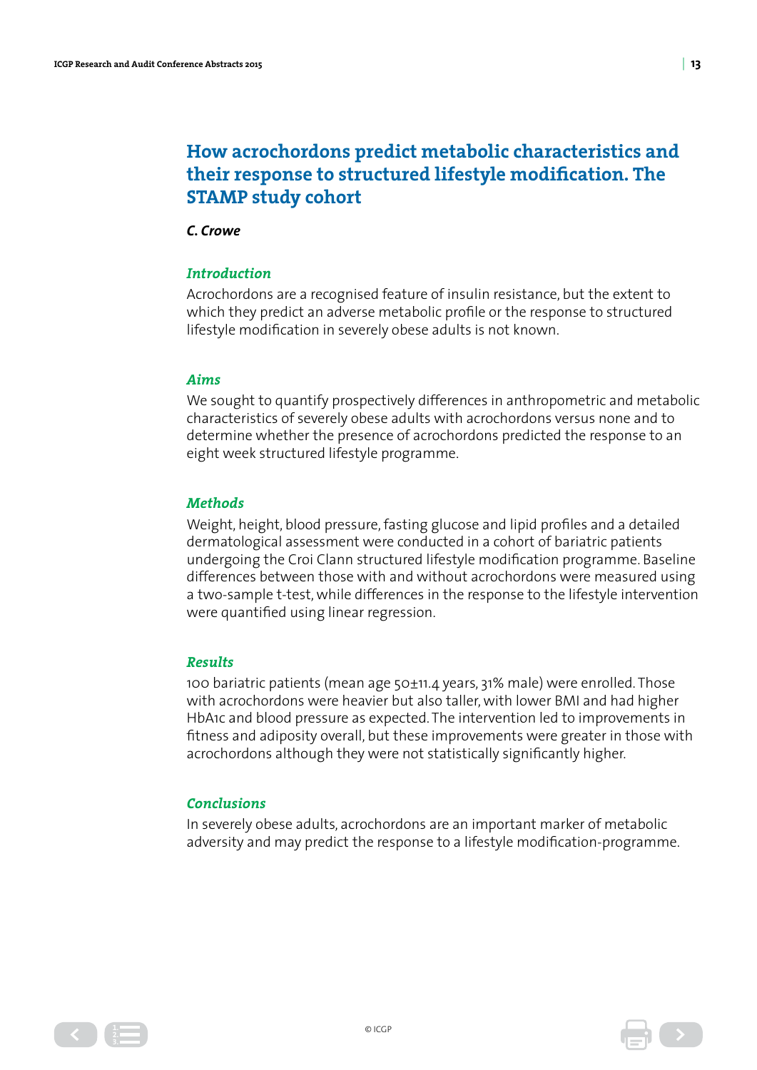# How acrochordons predict metabolic characteristics and their response to structured lifestyle modification. The STAMP study cohort

***C. Crowe***

### *Introduction*

Acrochordons are a recognised feature of insulin resistance, but the extent to which they predict an adverse metabolic profile or the response to structured lifestyle modification in severely obese adults is not known.

### *Aims*

We sought to quantify prospectively differences in anthropometric and metabolic characteristics of severely obese adults with acrochordons versus none and to determine whether the presence of acrochordons predicted the response to an eight week structured lifestyle programme.

### *Methods*

Weight, height, blood pressure, fasting glucose and lipid profiles and a detailed dermatological assessment were conducted in a cohort of bariatric patients undergoing the Croi Clann structured lifestyle modification programme. Baseline differences between those with and without acrochordons were measured using a two-sample t-test, while differences in the response to the lifestyle intervention were quantified using linear regression.

### *Results*

100 bariatric patients (mean age 50±11.4 years, 31% male) were enrolled. Those with acrochordons were heavier but also taller, with lower BMI and had higher HbA1c and blood pressure as expected. The intervention led to improvements in fitness and adiposity overall, but these improvements were greater in those with acrochordons although they were not statistically significantly higher.

### *Conclusions*

In severely obese adults, acrochordons are an important marker of metabolic adversity and may predict the response to a lifestyle modification-programme.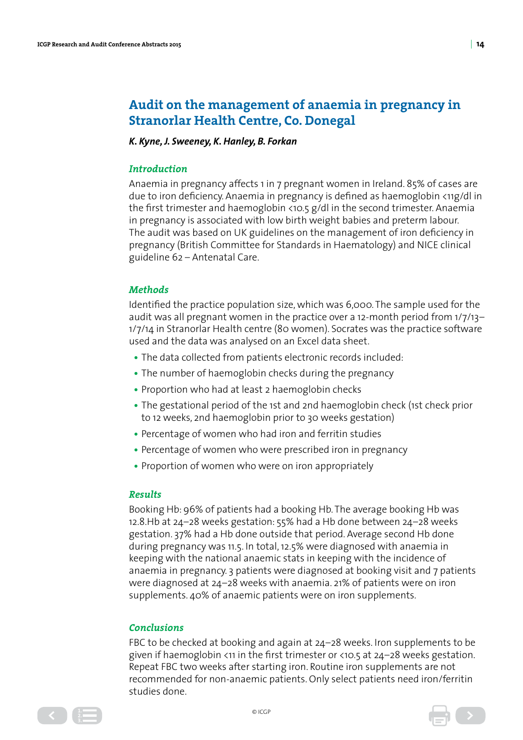## Audit on the management of anaemia in pregnancy in Stranorlar Health Centre, Co. Donegal

***K. Kyne, J. Sweeney, K. Hanley, B. Forkan***

### *Introduction*

Anaemia in pregnancy affects 1 in 7 pregnant women in Ireland. 85% of cases are due to iron deficiency. Anaemia in pregnancy is defined as haemoglobin <11g/dl in the first trimester and haemoglobin <10.5 g/dl in the second trimester. Anaemia in pregnancy is associated with low birth weight babies and preterm labour. The audit was based on UK guidelines on the management of iron deficiency in pregnancy (British Committee for Standards in Haematology) and NICE clinical guideline 62 – Antenatal Care.

### *Methods*

Identified the practice population size, which was 6,000. The sample used for the audit was all pregnant women in the practice over a 12-month period from 1/7/13–1/7/14 in Stranorlar Health centre (80 women). Socrates was the practice software used and the data was analysed on an Excel data sheet.

- The data collected from patients electronic records included:
- The number of haemoglobin checks during the pregnancy
- Proportion who had at least 2 haemoglobin checks
- The gestational period of the 1st and 2nd haemoglobin check (1st check prior to 12 weeks, 2nd haemoglobin prior to 30 weeks gestation)
- Percentage of women who had iron and ferritin studies
- Percentage of women who were prescribed iron in pregnancy
- Proportion of women who were on iron appropriately

### *Results*

Booking Hb: 96% of patients had a booking Hb. The average booking Hb was 12.8.Hb at 24–28 weeks gestation: 55% had a Hb done between 24–28 weeks gestation. 37% had a Hb done outside that period. Average second Hb done during pregnancy was 11.5. In total, 12.5% were diagnosed with anaemia in keeping with the national anaemic stats in keeping with the incidence of anaemia in pregnancy. 3 patients were diagnosed at booking visit and 7 patients were diagnosed at 24–28 weeks with anaemia. 21% of patients were on iron supplements. 40% of anaemic patients were on iron supplements.

### *Conclusions*

FBC to be checked at booking and again at 24–28 weeks. Iron supplements to be given if haemoglobin <11 in the first trimester or <10.5 at 24–28 weeks gestation. Repeat FBC two weeks after starting iron. Routine iron supplements are not recommended for non-anaemic patients. Only select patients need iron/ferritin studies done.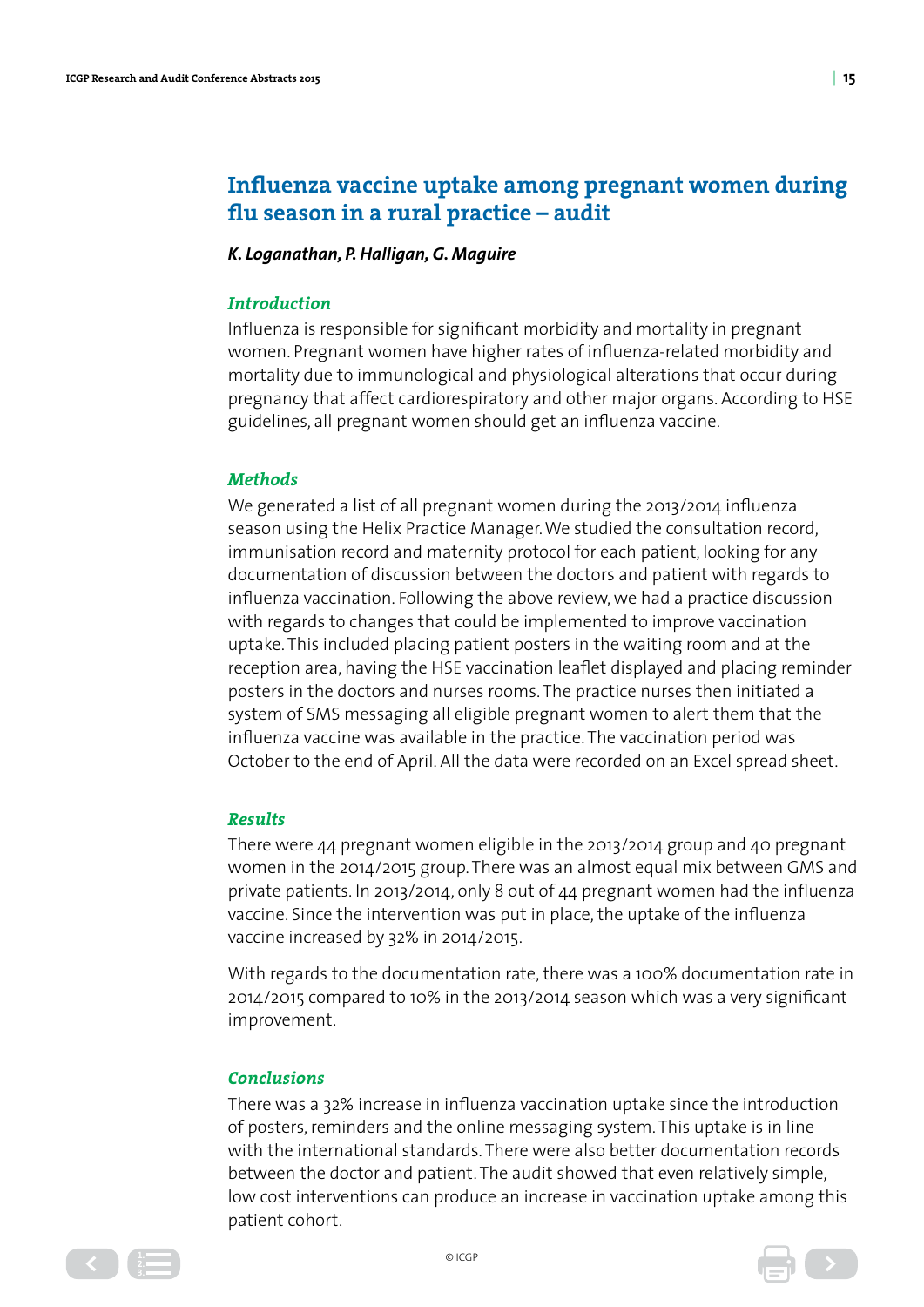# Influenza vaccine uptake among pregnant women during flu season in a rural practice – audit

***K. Loganathan, P. Halligan, G. Maguire***

## *Introduction*

Influenza is responsible for significant morbidity and mortality in pregnant women. Pregnant women have higher rates of influenza-related morbidity and mortality due to immunological and physiological alterations that occur during pregnancy that affect cardiorespiratory and other major organs. According to HSE guidelines, all pregnant women should get an influenza vaccine.

## *Methods*

We generated a list of all pregnant women during the 2013/2014 influenza season using the Helix Practice Manager. We studied the consultation record, immunisation record and maternity protocol for each patient, looking for any documentation of discussion between the doctors and patient with regards to influenza vaccination. Following the above review, we had a practice discussion with regards to changes that could be implemented to improve vaccination uptake. This included placing patient posters in the waiting room and at the reception area, having the HSE vaccination leaflet displayed and placing reminder posters in the doctors and nurses rooms. The practice nurses then initiated a system of SMS messaging all eligible pregnant women to alert them that the influenza vaccine was available in the practice. The vaccination period was October to the end of April. All the data were recorded on an Excel spread sheet.

## *Results*

There were 44 pregnant women eligible in the 2013/2014 group and 40 pregnant women in the 2014/2015 group. There was an almost equal mix between GMS and private patients. In 2013/2014, only 8 out of 44 pregnant women had the influenza vaccine. Since the intervention was put in place, the uptake of the influenza vaccine increased by 32% in 2014/2015.

With regards to the documentation rate, there was a 100% documentation rate in 2014/2015 compared to 10% in the 2013/2014 season which was a very significant improvement.

## *Conclusions*

There was a 32% increase in influenza vaccination uptake since the introduction of posters, reminders and the online messaging system. This uptake is in line with the international standards. There were also better documentation records between the doctor and patient. The audit showed that even relatively simple, low cost interventions can produce an increase in vaccination uptake among this patient cohort.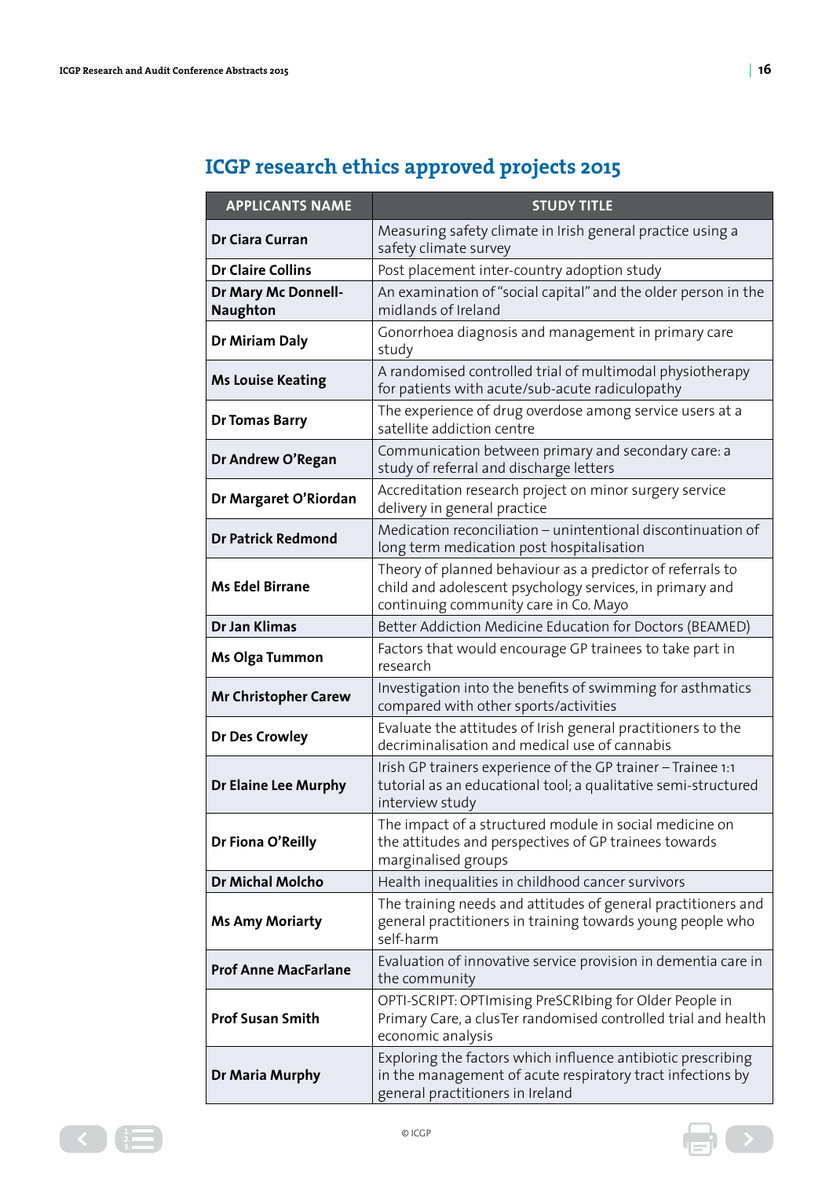## ICGP research ethics approved projects 2015

| APPLICANTS NAME | STUDY TITLE |
|---|---|
| **Dr Ciara Curran** | Measuring safety climate in Irish general practice using a safety climate survey |
| **Dr Claire Collins** | Post placement inter-country adoption study |
| **Dr Mary Mc Donnell-Naughton** | An examination of "social capital" and the older person in the midlands of Ireland |
| **Dr Miriam Daly** | Gonorrhoea diagnosis and management in primary care study |
| **Ms Louise Keating** | A randomised controlled trial of multimodal physiotherapy for patients with acute/sub-acute radiculopathy |
| **Dr Tomas Barry** | The experience of drug overdose among service users at a satellite addiction centre |
| **Dr Andrew O'Regan** | Communication between primary and secondary care: a study of referral and discharge letters |
| **Dr Margaret O'Riordan** | Accreditation research project on minor surgery service delivery in general practice |
| **Dr Patrick Redmond** | Medication reconciliation – unintentional discontinuation of long term medication post hospitalisation |
| **Ms Edel Birrane** | Theory of planned behaviour as a predictor of referrals to child and adolescent psychology services, in primary and continuing community care in Co. Mayo |
| **Dr Jan Klimas** | Better Addiction Medicine Education for Doctors (BEAMED) |
| **Ms Olga Tummon** | Factors that would encourage GP trainees to take part in research |
| **Mr Christopher Carew** | Investigation into the benefits of swimming for asthmatics compared with other sports/activities |
| **Dr Des Crowley** | Evaluate the attitudes of Irish general practitioners to the decriminalisation and medical use of cannabis |
| **Dr Elaine Lee Murphy** | Irish GP trainers experience of the GP trainer – Trainee 1:1 tutorial as an educational tool; a qualitative semi-structured interview study |
| **Dr Fiona O'Reilly** | The impact of a structured module in social medicine on the attitudes and perspectives of GP trainees towards marginalised groups |
| **Dr Michal Molcho** | Health inequalities in childhood cancer survivors |
| **Ms Amy Moriarty** | The training needs and attitudes of general practitioners and general practitioners in training towards young people who self-harm |
| **Prof Anne MacFarlane** | Evaluation of innovative service provision in dementia care in the community |
| **Prof Susan Smith** | OPTI-SCRIPT: OPTImising PreSCRIbing for Older People in Primary Care, a clusTer randomised controlled trial and health economic analysis |
| **Dr Maria Murphy** | Exploring the factors which influence antibiotic prescribing in the management of acute respiratory tract infections by general practitioners in Ireland |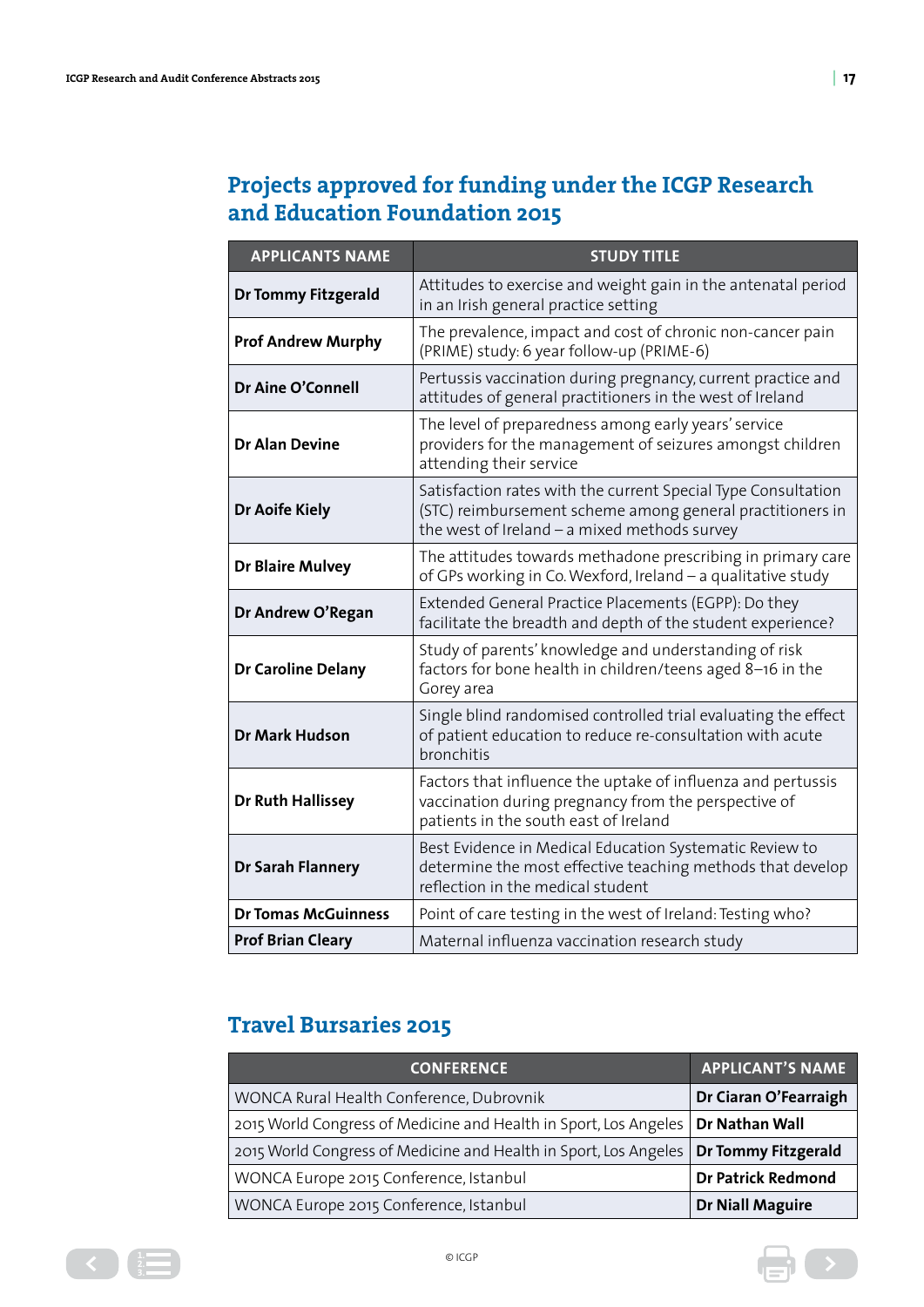## Projects approved for funding under the ICGP Research and Education Foundation 2015

| APPLICANTS NAME | STUDY TITLE |
|---|---|
| **Dr Tommy Fitzgerald** | Attitudes to exercise and weight gain in the antenatal period in an Irish general practice setting |
| **Prof Andrew Murphy** | The prevalence, impact and cost of chronic non-cancer pain (PRIME) study: 6 year follow-up (PRIME-6) |
| **Dr Aine O'Connell** | Pertussis vaccination during pregnancy, current practice and attitudes of general practitioners in the west of Ireland |
| **Dr Alan Devine** | The level of preparedness among early years' service providers for the management of seizures amongst children attending their service |
| **Dr Aoife Kiely** | Satisfaction rates with the current Special Type Consultation (STC) reimbursement scheme among general practitioners in the west of Ireland – a mixed methods survey |
| **Dr Blaire Mulvey** | The attitudes towards methadone prescribing in primary care of GPs working in Co. Wexford, Ireland – a qualitative study |
| **Dr Andrew O'Regan** | Extended General Practice Placements (EGPP): Do they facilitate the breadth and depth of the student experience? |
| **Dr Caroline Delany** | Study of parents' knowledge and understanding of risk factors for bone health in children/teens aged 8–16 in the Gorey area |
| **Dr Mark Hudson** | Single blind randomised controlled trial evaluating the effect of patient education to reduce re-consultation with acute bronchitis |
| **Dr Ruth Hallissey** | Factors that influence the uptake of influenza and pertussis vaccination during pregnancy from the perspective of patients in the south east of Ireland |
| **Dr Sarah Flannery** | Best Evidence in Medical Education Systematic Review to determine the most effective teaching methods that develop reflection in the medical student |
| **Dr Tomas McGuinness** | Point of care testing in the west of Ireland: Testing who? |
| **Prof Brian Cleary** | Maternal influenza vaccination research study |

## Travel Bursaries 2015

| CONFERENCE | APPLICANT'S NAME |
|---|---|
| WONCA Rural Health Conference, Dubrovnik | **Dr Ciaran O'Fearraigh** |
| 2015 World Congress of Medicine and Health in Sport, Los Angeles | **Dr Nathan Wall** |
| 2015 World Congress of Medicine and Health in Sport, Los Angeles | **Dr Tommy Fitzgerald** |
| WONCA Europe 2015 Conference, Istanbul | **Dr Patrick Redmond** |
| WONCA Europe 2015 Conference, Istanbul | **Dr Niall Maguire** |